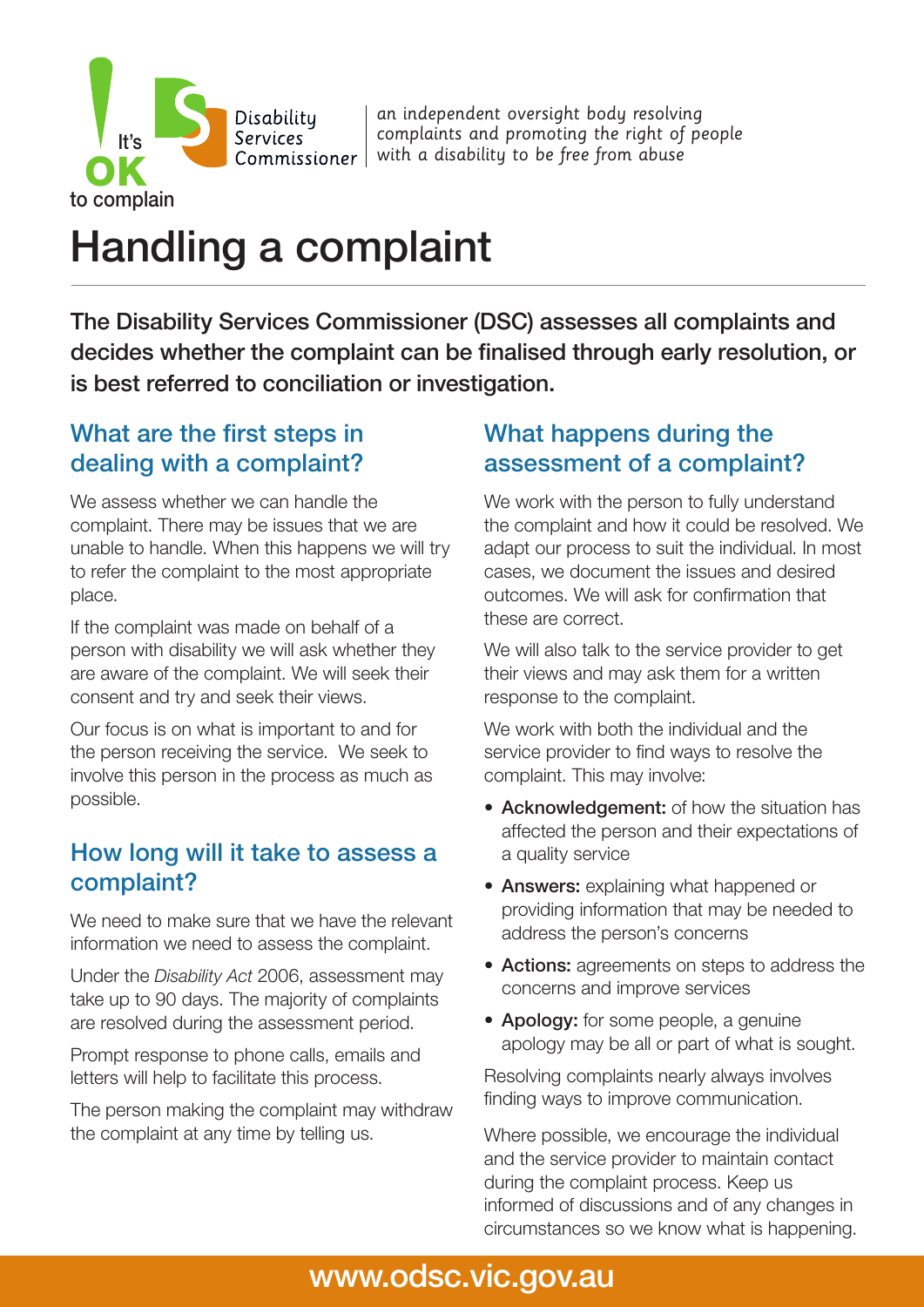It's **OK** to complain

Disability Services Commissioner

*an independent oversight body resolving complaints and promoting the right of people with a disability to be free from abuse*

# Handling a complaint

**The Disability Services Commissioner (DSC) assesses all complaints and decides whether the complaint can be finalised through early resolution, or is best referred to conciliation or investigation.**

## What are the first steps in dealing with a complaint?

We assess whether we can handle the complaint. There may be issues that we are unable to handle. When this happens we will try to refer the complaint to the most appropriate place.

If the complaint was made on behalf of a person with disability we will ask whether they are aware of the complaint. We will seek their consent and try and seek their views.

Our focus is on what is important to and for the person receiving the service. We seek to involve this person in the process as much as possible.

## How long will it take to assess a complaint?

We need to make sure that we have the relevant information we need to assess the complaint.

Under the *Disability Act* 2006, assessment may take up to 90 days. The majority of complaints are resolved during the assessment period.

Prompt response to phone calls, emails and letters will help to facilitate this process.

The person making the complaint may withdraw the complaint at any time by telling us.

## What happens during the assessment of a complaint?

We work with the person to fully understand the complaint and how it could be resolved. We adapt our process to suit the individual. In most cases, we document the issues and desired outcomes. We will ask for confirmation that these are correct.

We will also talk to the service provider to get their views and may ask them for a written response to the complaint.

We work with both the individual and the service provider to find ways to resolve the complaint. This may involve:

- **Acknowledgement:** of how the situation has affected the person and their expectations of a quality service
- **Answers:** explaining what happened or providing information that may be needed to address the person's concerns
- **Actions:** agreements on steps to address the concerns and improve services
- **Apology:** for some people, a genuine apology may be all or part of what is sought.

Resolving complaints nearly always involves finding ways to improve communication.

Where possible, we encourage the individual and the service provider to maintain contact during the complaint process. Keep us informed of discussions and of any changes in circumstances so we know what is happening.

www.odsc.vic.gov.au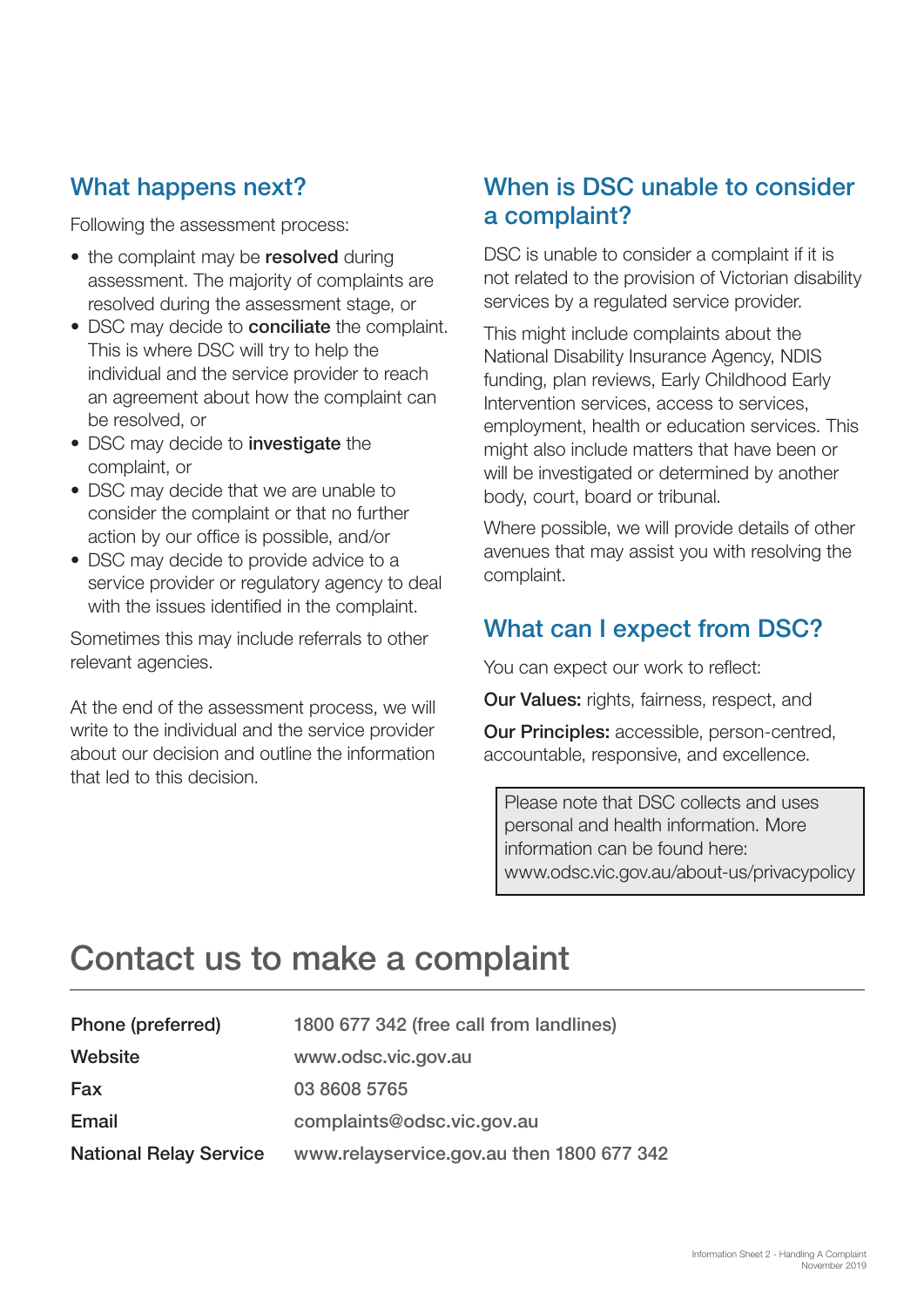## What happens next?

Following the assessment process:

- the complaint may be **resolved** during assessment. The majority of complaints are resolved during the assessment stage, or
- DSC may decide to **conciliate** the complaint. This is where DSC will try to help the individual and the service provider to reach an agreement about how the complaint can be resolved, or
- DSC may decide to **investigate** the complaint, or
- DSC may decide that we are unable to consider the complaint or that no further action by our office is possible, and/or
- DSC may decide to provide advice to a service provider or regulatory agency to deal with the issues identified in the complaint.

Sometimes this may include referrals to other relevant agencies.

At the end of the assessment process, we will write to the individual and the service provider about our decision and outline the information that led to this decision.

## When is DSC unable to consider a complaint?

DSC is unable to consider a complaint if it is not related to the provision of Victorian disability services by a regulated service provider.

This might include complaints about the National Disability Insurance Agency, NDIS funding, plan reviews, Early Childhood Early Intervention services, access to services, employment, health or education services. This might also include matters that have been or will be investigated or determined by another body, court, board or tribunal.

Where possible, we will provide details of other avenues that may assist you with resolving the complaint.

## What can I expect from DSC?

You can expect our work to reflect:

**Our Values:** rights, fairness, respect, and

**Our Principles:** accessible, person-centred, accountable, responsive, and excellence.

Please note that DSC collects and uses personal and health information. More information can be found here: www.odsc.vic.gov.au/about-us/privacypolicy

# Contact us to make a complaint

| | |
|---|---|
| **Phone (preferred)** | 1800 677 342 (free call from landlines) |
| **Website** | www.odsc.vic.gov.au |
| **Fax** | 03 8608 5765 |
| **Email** | complaints@odsc.vic.gov.au |
| **National Relay Service** | www.relayservice.gov.au then 1800 677 342 |

Information Sheet 2 - Handling A Complaint
November 2019